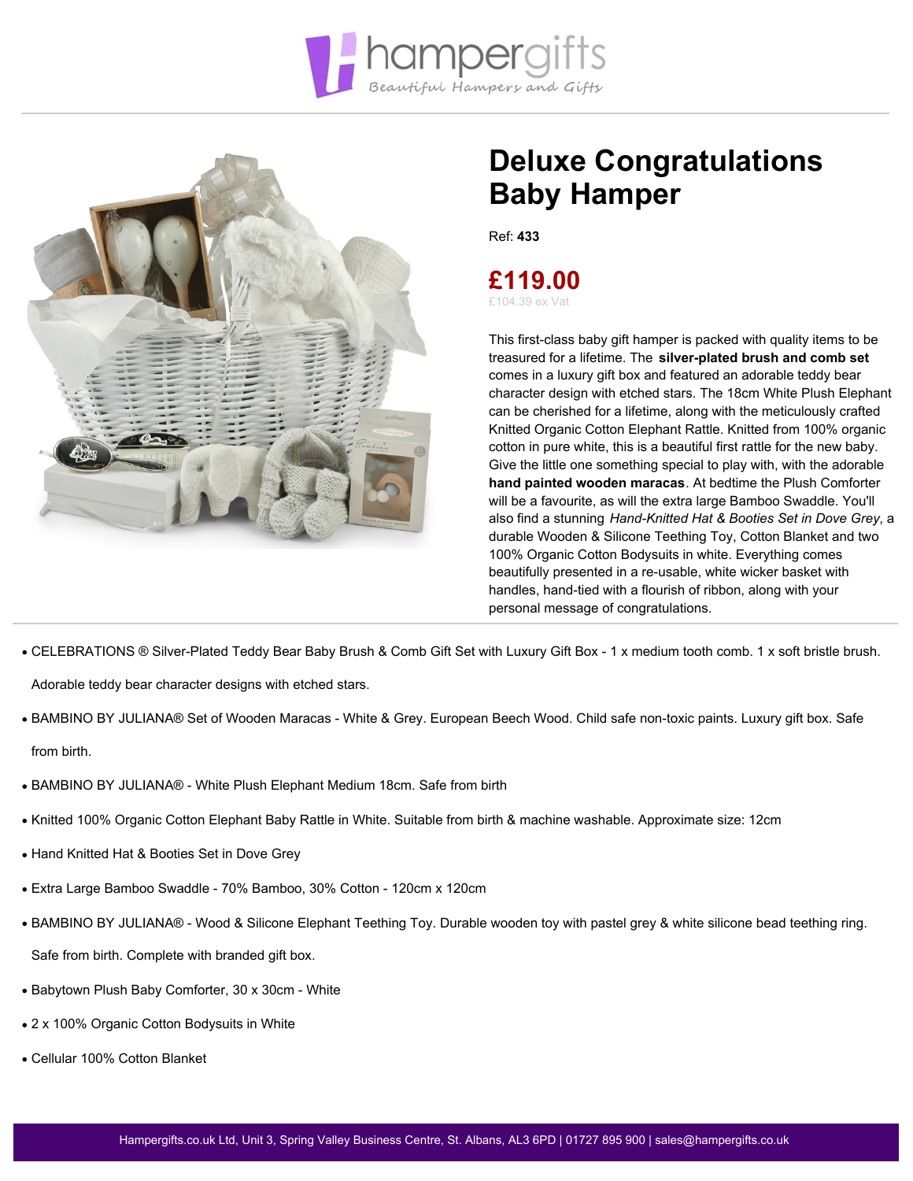# Deluxe Congratulations Baby Hamper

Ref: **433**

**£119.00**
£104.39 ex Vat

This first-class baby gift hamper is packed with quality items to be treasured for a lifetime. The **silver-plated brush and comb set** comes in a luxury gift box and featured an adorable teddy bear character design with etched stars. The 18cm White Plush Elephant can be cherished for a lifetime, along with the meticulously crafted Knitted Organic Cotton Elephant Rattle. Knitted from 100% organic cotton in pure white, this is a beautiful first rattle for the new baby. Give the little one something special to play with, with the adorable **hand painted wooden maracas**. At bedtime the Plush Comforter will be a favourite, as will the extra large Bamboo Swaddle. You'll also find a stunning *Hand-Knitted Hat & Booties Set in Dove Grey*, a durable Wooden & Silicone Teething Toy, Cotton Blanket and two 100% Organic Cotton Bodysuits in white. Everything comes beautifully presented in a re-usable, white wicker basket with handles, hand-tied with a flourish of ribbon, along with your personal message of congratulations.

- CELEBRATIONS ® Silver-Plated Teddy Bear Baby Brush & Comb Gift Set with Luxury Gift Box - 1 x medium tooth comb. 1 x soft bristle brush. Adorable teddy bear character designs with etched stars.
- BAMBINO BY JULIANA® Set of Wooden Maracas - White & Grey. European Beech Wood. Child safe non-toxic paints. Luxury gift box. Safe from birth.
- BAMBINO BY JULIANA® - White Plush Elephant Medium 18cm. Safe from birth
- Knitted 100% Organic Cotton Elephant Baby Rattle in White. Suitable from birth & machine washable. Approximate size: 12cm
- Hand Knitted Hat & Booties Set in Dove Grey
- Extra Large Bamboo Swaddle - 70% Bamboo, 30% Cotton - 120cm x 120cm
- BAMBINO BY JULIANA® - Wood & Silicone Elephant Teething Toy. Durable wooden toy with pastel grey & white silicone bead teething ring. Safe from birth. Complete with branded gift box.
- Babytown Plush Baby Comforter, 30 x 30cm - White
- 2 x 100% Organic Cotton Bodysuits in White
- Cellular 100% Cotton Blanket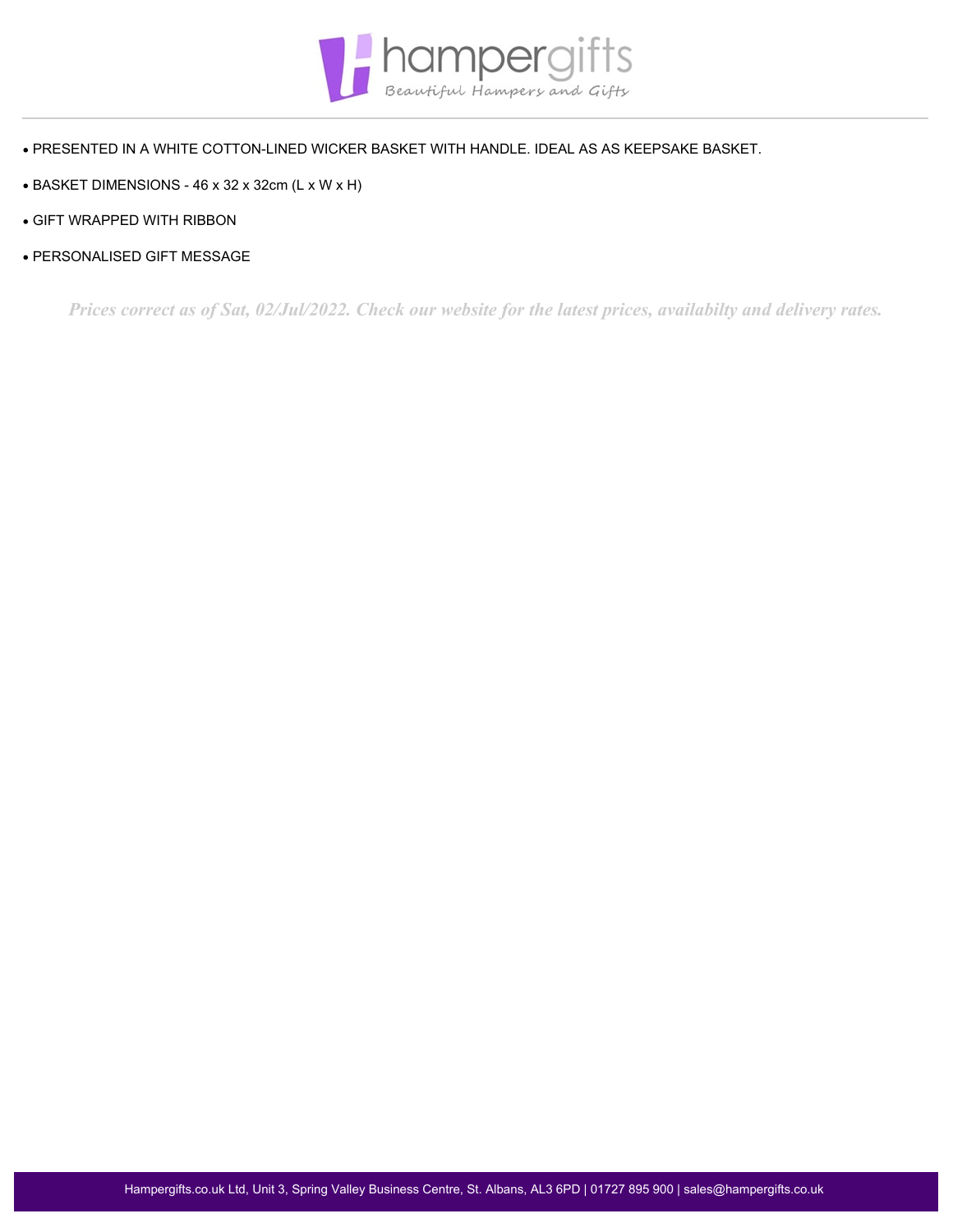- PRESENTED IN A WHITE COTTON-LINED WICKER BASKET WITH HANDLE. IDEAL AS AS KEEPSAKE BASKET.
- BASKET DIMENSIONS - 46 x 32 x 32cm (L x W x H)
- GIFT WRAPPED WITH RIBBON
- PERSONALISED GIFT MESSAGE

***Prices correct as of Sat, 02/Jul/2022. Check our website for the latest prices, availabilty and delivery rates.***

Hampergifts.co.uk Ltd, Unit 3, Spring Valley Business Centre, St. Albans, AL3 6PD | 01727 895 900 | sales@hampergifts.co.uk